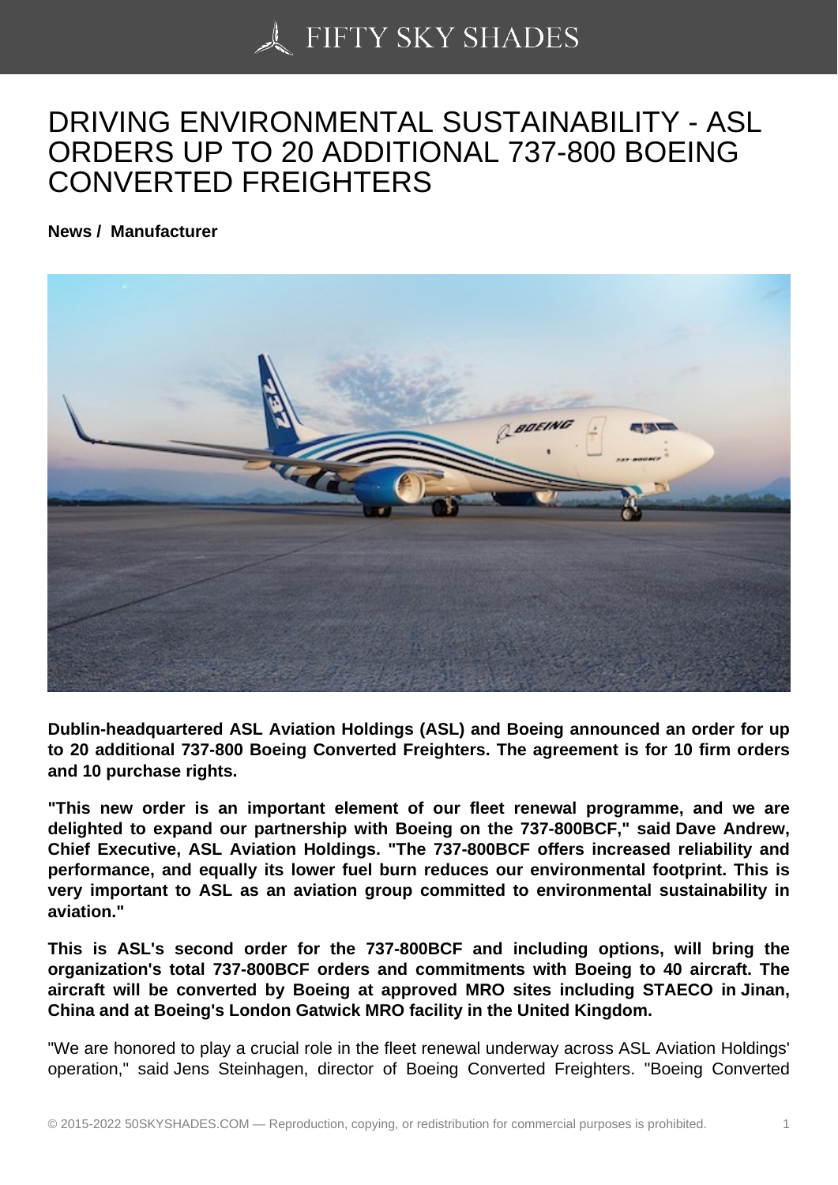# DRIVING ENVIRONMENTAL SUSTAINABILITY - ASL ORDERS UP TO 20 ADDITIONAL 737-800 BOEING CONVERTED FREIGHTERS

**News / Manufacturer**

**Dublin-headquartered ASL Aviation Holdings (ASL) and Boeing announced an order for up to 20 additional 737-800 Boeing Converted Freighters. The agreement is for 10 firm orders and 10 purchase rights.**

**"This new order is an important element of our fleet renewal programme, and we are delighted to expand our partnership with Boeing on the 737-800BCF," said Dave Andrew, Chief Executive, ASL Aviation Holdings. "The 737-800BCF offers increased reliability and performance, and equally its lower fuel burn reduces our environmental footprint. This is very important to ASL as an aviation group committed to environmental sustainability in aviation."**

**This is ASL's second order for the 737-800BCF and including options, will bring the organization's total 737-800BCF orders and commitments with Boeing to 40 aircraft. The aircraft will be converted by Boeing at approved MRO sites including STAECO in Jinan, China and at Boeing's London Gatwick MRO facility in the United Kingdom.**

"We are honored to play a crucial role in the fleet renewal underway across ASL Aviation Holdings' operation," said Jens Steinhagen, director of Boeing Converted Freighters. "Boeing Converted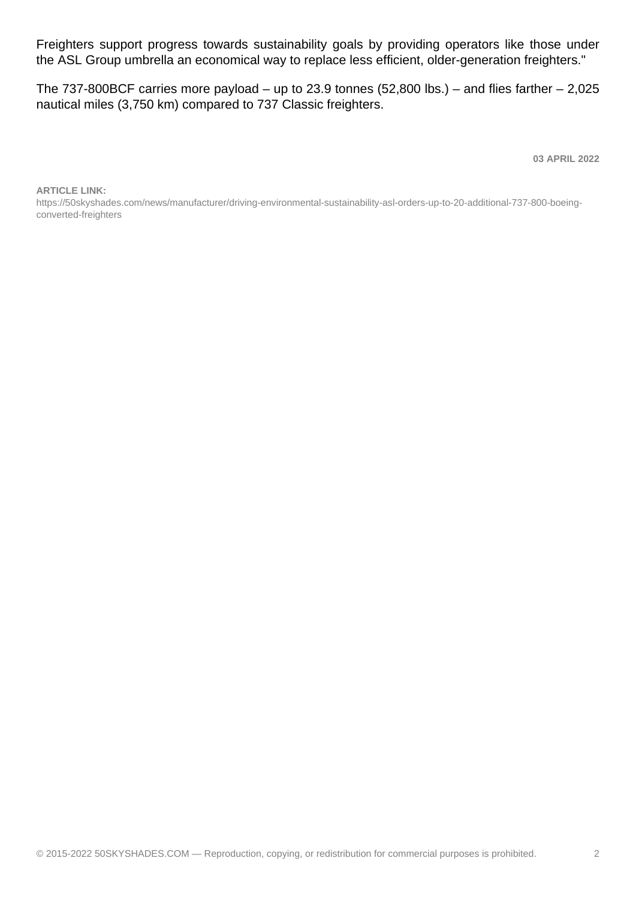Freighters support progress towards sustainability goals by providing operators like those under the ASL Group umbrella an economical way to replace less efficient, older-generation freighters."

The 737-800BCF carries more payload – up to 23.9 tonnes (52,800 lbs.) – and flies farther – 2,025 nautical miles (3,750 km) compared to 737 Classic freighters.

**03 APRIL 2022**

**ARTICLE LINK:**
https://50skyshades.com/news/manufacturer/driving-environmental-sustainability-asl-orders-up-to-20-additional-737-800-boeing-converted-freighters